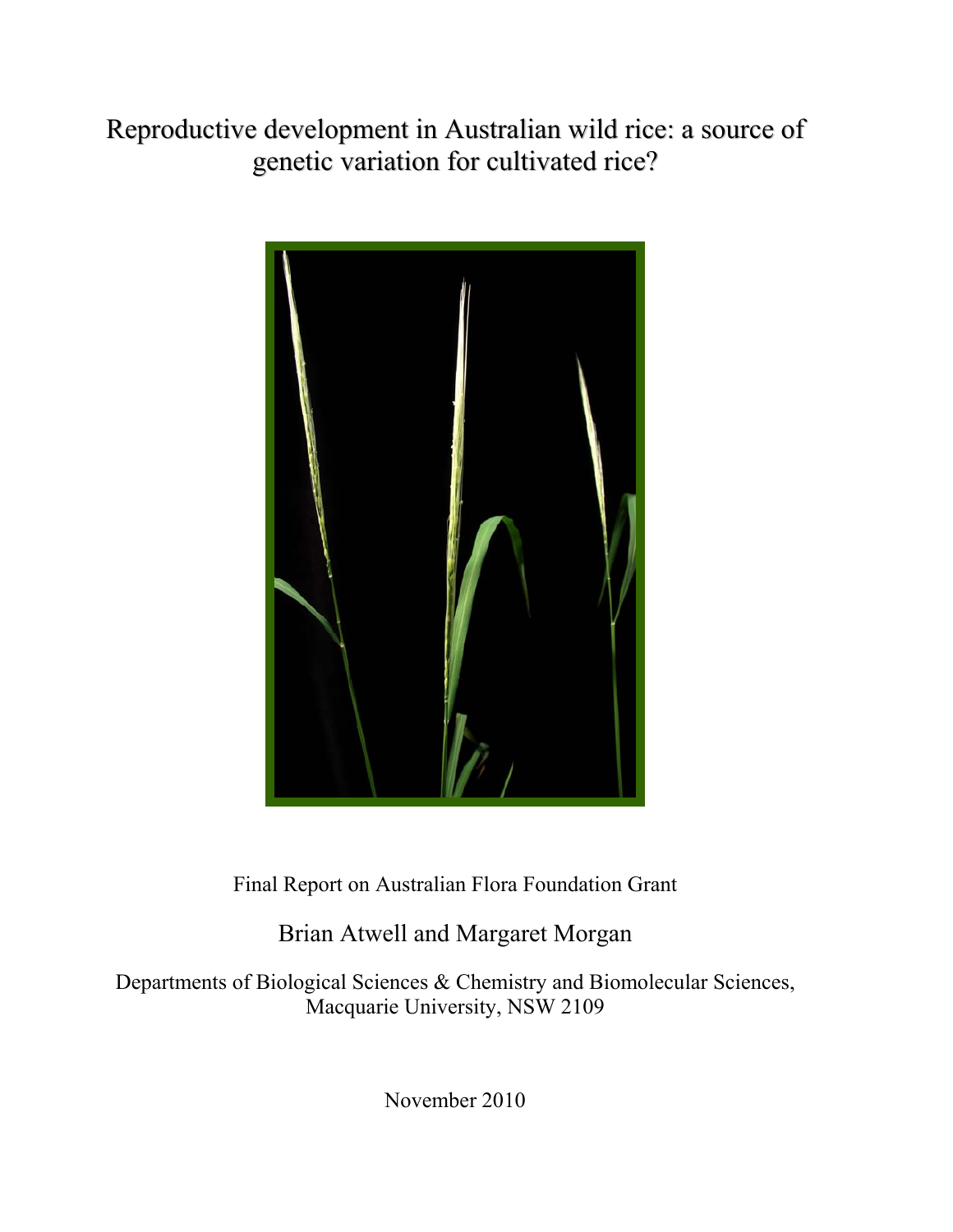# Reproductive development in Australian wild rice: a source of genetic variation for cultivated rice?

Final Report on Australian Flora Foundation Grant

Brian Atwell and Margaret Morgan

Departments of Biological Sciences & Chemistry and Biomolecular Sciences, Macquarie University, NSW 2109

November 2010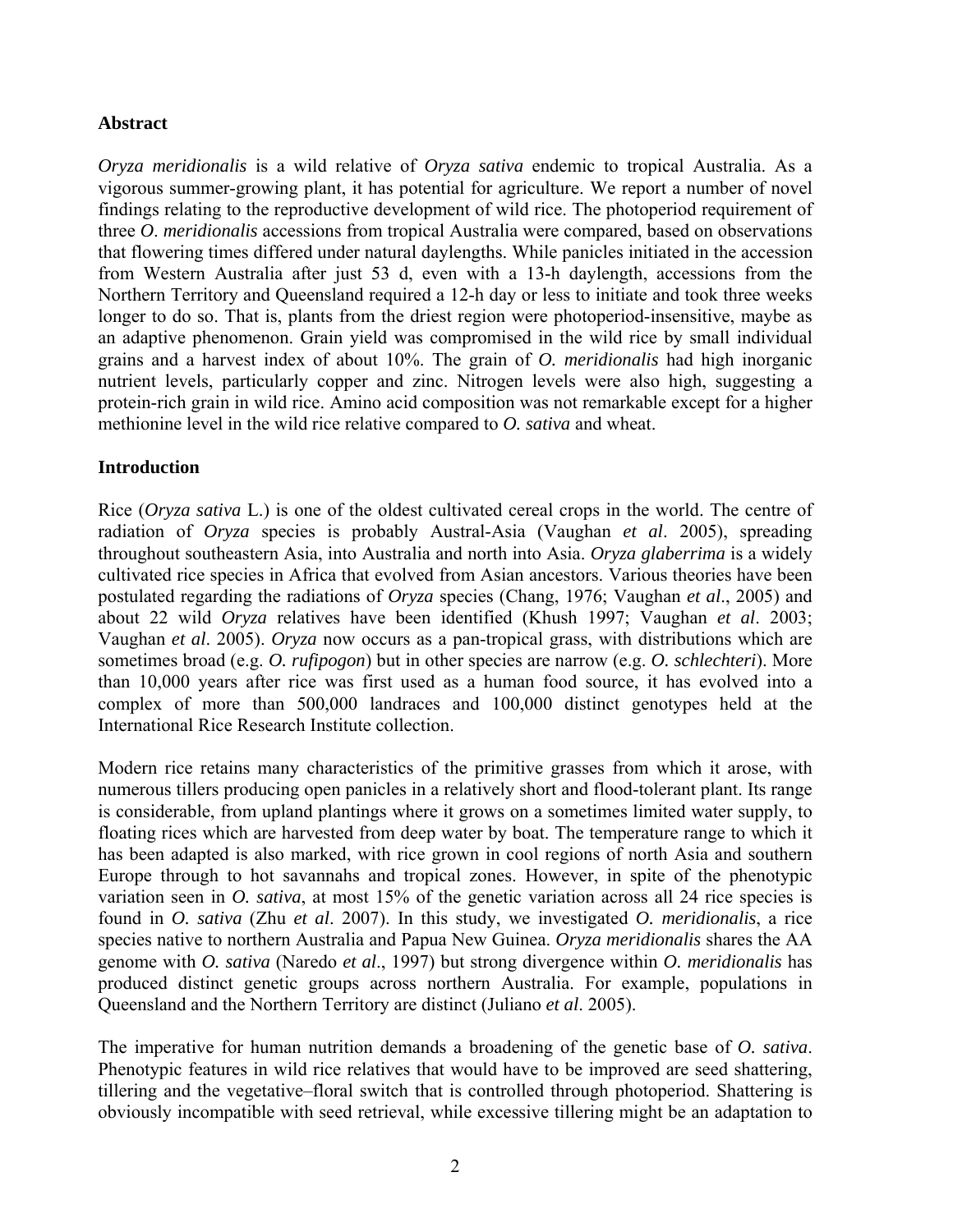## Abstract

*Oryza meridionalis* is a wild relative of *Oryza sativa* endemic to tropical Australia. As a vigorous summer-growing plant, it has potential for agriculture. We report a number of novel findings relating to the reproductive development of wild rice. The photoperiod requirement of three *O*. *meridionalis* accessions from tropical Australia were compared, based on observations that flowering times differed under natural daylengths. While panicles initiated in the accession from Western Australia after just 53 d, even with a 13-h daylength, accessions from the Northern Territory and Queensland required a 12-h day or less to initiate and took three weeks longer to do so. That is, plants from the driest region were photoperiod-insensitive, maybe as an adaptive phenomenon. Grain yield was compromised in the wild rice by small individual grains and a harvest index of about 10%. The grain of *O. meridionalis* had high inorganic nutrient levels, particularly copper and zinc. Nitrogen levels were also high, suggesting a protein-rich grain in wild rice. Amino acid composition was not remarkable except for a higher methionine level in the wild rice relative compared to *O. sativa* and wheat.

## Introduction

Rice (*Oryza sativa* L.) is one of the oldest cultivated cereal crops in the world. The centre of radiation of *Oryza* species is probably Austral-Asia (Vaughan *et al*. 2005), spreading throughout southeastern Asia, into Australia and north into Asia. *Oryza glaberrima* is a widely cultivated rice species in Africa that evolved from Asian ancestors. Various theories have been postulated regarding the radiations of *Oryza* species (Chang, 1976; Vaughan *et al*., 2005) and about 22 wild *Oryza* relatives have been identified (Khush 1997; Vaughan *et al*. 2003; Vaughan *et al*. 2005). *Oryza* now occurs as a pan-tropical grass, with distributions which are sometimes broad (e.g. *O. rufipogon*) but in other species are narrow (e.g. *O. schlechteri*). More than 10,000 years after rice was first used as a human food source, it has evolved into a complex of more than 500,000 landraces and 100,000 distinct genotypes held at the International Rice Research Institute collection.

Modern rice retains many characteristics of the primitive grasses from which it arose, with numerous tillers producing open panicles in a relatively short and flood-tolerant plant. Its range is considerable, from upland plantings where it grows on a sometimes limited water supply, to floating rices which are harvested from deep water by boat. The temperature range to which it has been adapted is also marked, with rice grown in cool regions of north Asia and southern Europe through to hot savannahs and tropical zones. However, in spite of the phenotypic variation seen in *O. sativa*, at most 15% of the genetic variation across all 24 rice species is found in *O. sativa* (Zhu *et al*. 2007). In this study, we investigated *O. meridionalis*, a rice species native to northern Australia and Papua New Guinea. *Oryza meridionalis* shares the AA genome with *O. sativa* (Naredo *et al*., 1997) but strong divergence within *O. meridionalis* has produced distinct genetic groups across northern Australia. For example, populations in Queensland and the Northern Territory are distinct (Juliano *et al*. 2005).

The imperative for human nutrition demands a broadening of the genetic base of *O. sativa*. Phenotypic features in wild rice relatives that would have to be improved are seed shattering, tillering and the vegetative–floral switch that is controlled through photoperiod. Shattering is obviously incompatible with seed retrieval, while excessive tillering might be an adaptation to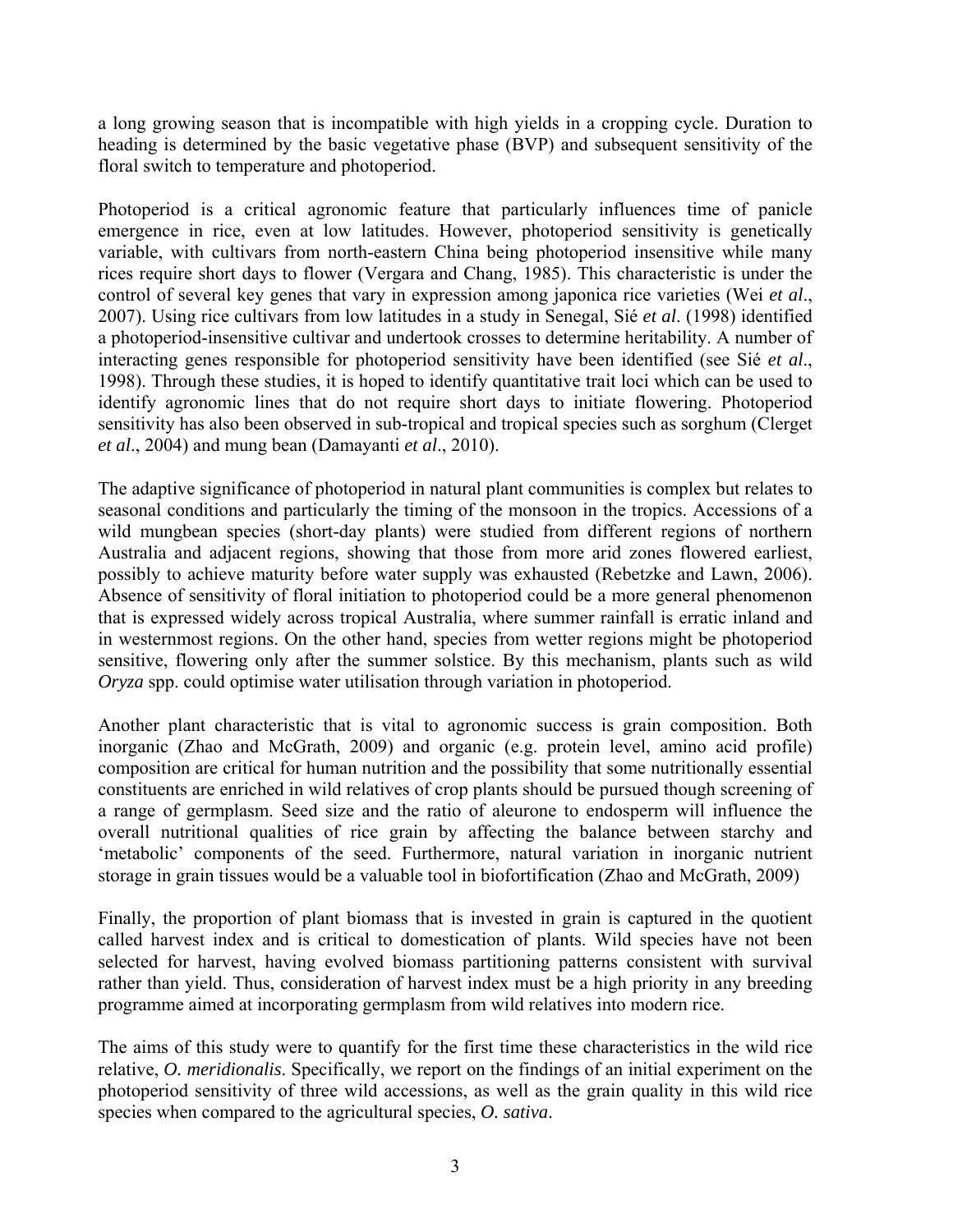a long growing season that is incompatible with high yields in a cropping cycle. Duration to heading is determined by the basic vegetative phase (BVP) and subsequent sensitivity of the floral switch to temperature and photoperiod.

Photoperiod is a critical agronomic feature that particularly influences time of panicle emergence in rice, even at low latitudes. However, photoperiod sensitivity is genetically variable, with cultivars from north-eastern China being photoperiod insensitive while many rices require short days to flower (Vergara and Chang, 1985). This characteristic is under the control of several key genes that vary in expression among japonica rice varieties (Wei *et al*., 2007). Using rice cultivars from low latitudes in a study in Senegal, Sié *et al*. (1998) identified a photoperiod-insensitive cultivar and undertook crosses to determine heritability. A number of interacting genes responsible for photoperiod sensitivity have been identified (see Sié *et al*., 1998). Through these studies, it is hoped to identify quantitative trait loci which can be used to identify agronomic lines that do not require short days to initiate flowering. Photoperiod sensitivity has also been observed in sub-tropical and tropical species such as sorghum (Clerget *et al*., 2004) and mung bean (Damayanti *et al*., 2010).

The adaptive significance of photoperiod in natural plant communities is complex but relates to seasonal conditions and particularly the timing of the monsoon in the tropics. Accessions of a wild mungbean species (short-day plants) were studied from different regions of northern Australia and adjacent regions, showing that those from more arid zones flowered earliest, possibly to achieve maturity before water supply was exhausted (Rebetzke and Lawn, 2006). Absence of sensitivity of floral initiation to photoperiod could be a more general phenomenon that is expressed widely across tropical Australia, where summer rainfall is erratic inland and in westernmost regions. On the other hand, species from wetter regions might be photoperiod sensitive, flowering only after the summer solstice. By this mechanism, plants such as wild *Oryza* spp. could optimise water utilisation through variation in photoperiod.

Another plant characteristic that is vital to agronomic success is grain composition. Both inorganic (Zhao and McGrath, 2009) and organic (e.g. protein level, amino acid profile) composition are critical for human nutrition and the possibility that some nutritionally essential constituents are enriched in wild relatives of crop plants should be pursued though screening of a range of germplasm. Seed size and the ratio of aleurone to endosperm will influence the overall nutritional qualities of rice grain by affecting the balance between starchy and 'metabolic' components of the seed. Furthermore, natural variation in inorganic nutrient storage in grain tissues would be a valuable tool in biofortification (Zhao and McGrath, 2009)

Finally, the proportion of plant biomass that is invested in grain is captured in the quotient called harvest index and is critical to domestication of plants. Wild species have not been selected for harvest, having evolved biomass partitioning patterns consistent with survival rather than yield. Thus, consideration of harvest index must be a high priority in any breeding programme aimed at incorporating germplasm from wild relatives into modern rice.

The aims of this study were to quantify for the first time these characteristics in the wild rice relative, *O. meridionalis*. Specifically, we report on the findings of an initial experiment on the photoperiod sensitivity of three wild accessions, as well as the grain quality in this wild rice species when compared to the agricultural species, *O. sativa*.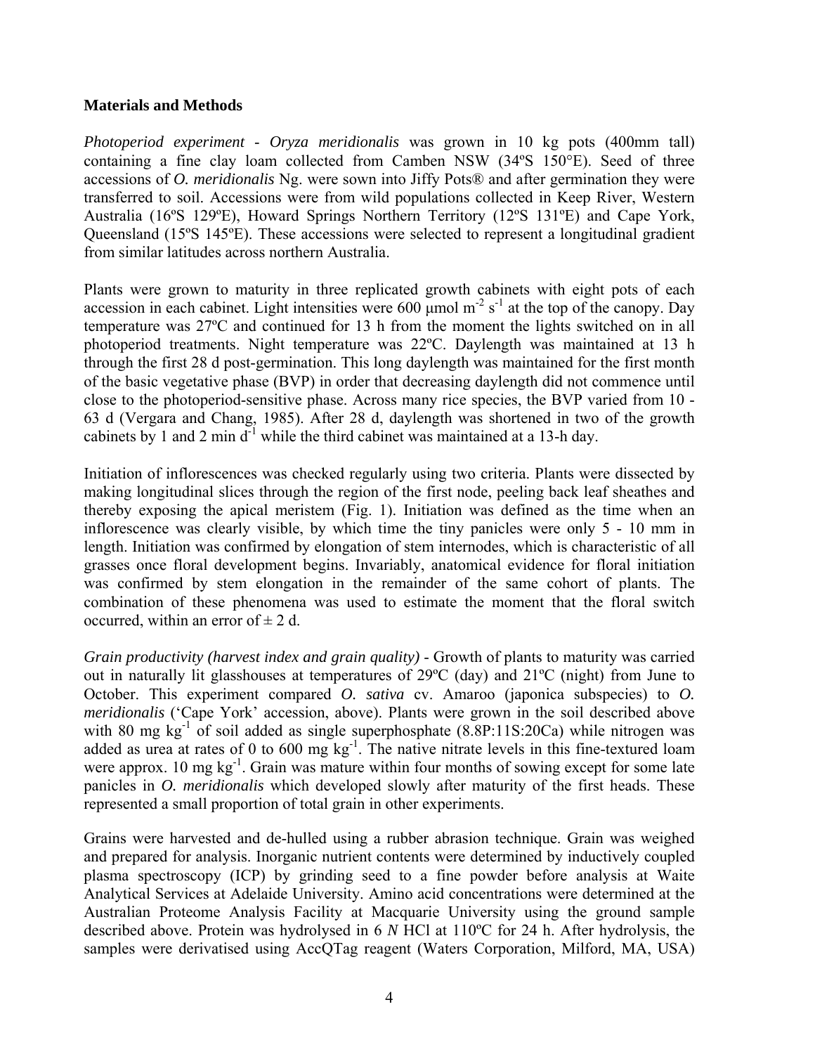**Materials and Methods**

*Photoperiod experiment - Oryza meridionalis* was grown in 10 kg pots (400mm tall) containing a fine clay loam collected from Camben NSW (34ºS 150°E). Seed of three accessions of *O. meridionalis* Ng. were sown into Jiffy Pots® and after germination they were transferred to soil. Accessions were from wild populations collected in Keep River, Western Australia (16ºS 129ºE), Howard Springs Northern Territory (12ºS 131ºE) and Cape York, Queensland (15ºS 145ºE). These accessions were selected to represent a longitudinal gradient from similar latitudes across northern Australia.

Plants were grown to maturity in three replicated growth cabinets with eight pots of each accession in each cabinet. Light intensities were 600 µmol $m^{-2}$ $s^{-1}$ at the top of the canopy. Day temperature was 27ºC and continued for 13 h from the moment the lights switched on in all photoperiod treatments. Night temperature was 22ºC. Daylength was maintained at 13 h through the first 28 d post-germination. This long daylength was maintained for the first month of the basic vegetative phase (BVP) in order that decreasing daylength did not commence until close to the photoperiod-sensitive phase. Across many rice species, the BVP varied from 10 - 63 d (Vergara and Chang, 1985). After 28 d, daylength was shortened in two of the growth cabinets by 1 and 2 min $d^{-1}$ while the third cabinet was maintained at a 13-h day.

Initiation of inflorescences was checked regularly using two criteria. Plants were dissected by making longitudinal slices through the region of the first node, peeling back leaf sheathes and thereby exposing the apical meristem (Fig. 1). Initiation was defined as the time when an inflorescence was clearly visible, by which time the tiny panicles were only 5 - 10 mm in length. Initiation was confirmed by elongation of stem internodes, which is characteristic of all grasses once floral development begins. Invariably, anatomical evidence for floral initiation was confirmed by stem elongation in the remainder of the same cohort of plants. The combination of these phenomena was used to estimate the moment that the floral switch occurred, within an error of ± 2 d.

*Grain productivity (harvest index and grain quality)* - Growth of plants to maturity was carried out in naturally lit glasshouses at temperatures of 29ºC (day) and 21ºC (night) from June to October. This experiment compared *O. sativa* cv. Amaroo (japonica subspecies) to *O. meridionalis* ('Cape York' accession, above). Plants were grown in the soil described above with 80 mg $kg^{-1}$ of soil added as single superphosphate (8.8P:11S:20Ca) while nitrogen was added as urea at rates of 0 to 600 mg $kg^{-1}$. The native nitrate levels in this fine-textured loam were approx. 10 mg $kg^{-1}$. Grain was mature within four months of sowing except for some late panicles in *O. meridionalis* which developed slowly after maturity of the first heads. These represented a small proportion of total grain in other experiments.

Grains were harvested and de-hulled using a rubber abrasion technique. Grain was weighed and prepared for analysis. Inorganic nutrient contents were determined by inductively coupled plasma spectroscopy (ICP) by grinding seed to a fine powder before analysis at Waite Analytical Services at Adelaide University. Amino acid concentrations were determined at the Australian Proteome Analysis Facility at Macquarie University using the ground sample described above. Protein was hydrolysed in 6 *N* HCl at 110ºC for 24 h. After hydrolysis, the samples were derivatised using AccQTag reagent (Waters Corporation, Milford, MA, USA)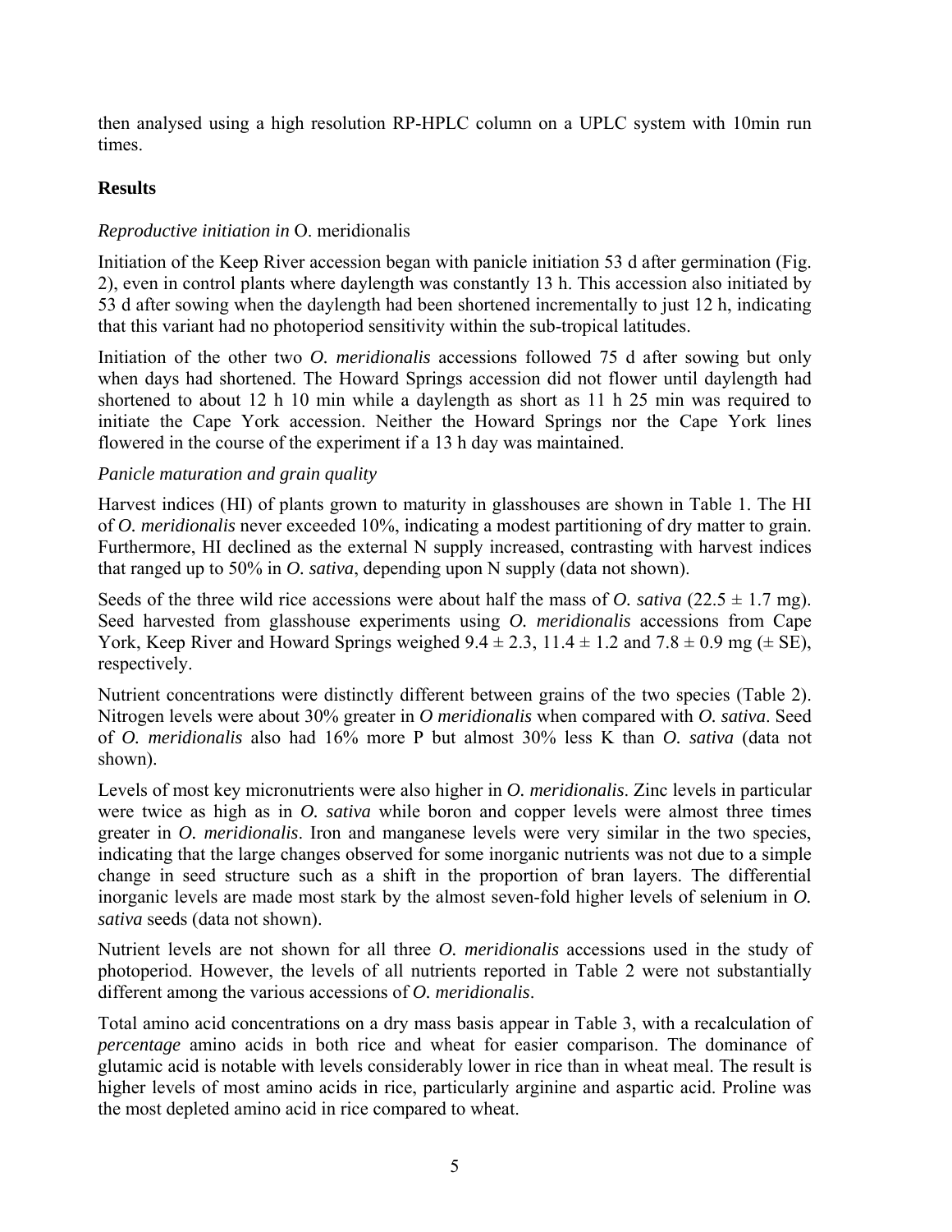then analysed using a high resolution RP-HPLC column on a UPLC system with 10min run times.

## Results

### *Reproductive initiation in* O. meridionalis

Initiation of the Keep River accession began with panicle initiation 53 d after germination (Fig. 2), even in control plants where daylength was constantly 13 h. This accession also initiated by 53 d after sowing when the daylength had been shortened incrementally to just 12 h, indicating that this variant had no photoperiod sensitivity within the sub-tropical latitudes.

Initiation of the other two *O. meridionalis* accessions followed 75 d after sowing but only when days had shortened. The Howard Springs accession did not flower until daylength had shortened to about 12 h 10 min while a daylength as short as 11 h 25 min was required to initiate the Cape York accession. Neither the Howard Springs nor the Cape York lines flowered in the course of the experiment if a 13 h day was maintained.

### *Panicle maturation and grain quality*

Harvest indices (HI) of plants grown to maturity in glasshouses are shown in Table 1. The HI of *O. meridionalis* never exceeded 10%, indicating a modest partitioning of dry matter to grain. Furthermore, HI declined as the external N supply increased, contrasting with harvest indices that ranged up to 50% in *O. sativa*, depending upon N supply (data not shown).

Seeds of the three wild rice accessions were about half the mass of *O. sativa* (22.5 ± 1.7 mg). Seed harvested from glasshouse experiments using *O. meridionalis* accessions from Cape York, Keep River and Howard Springs weighed 9.4 ± 2.3, 11.4 ± 1.2 and 7.8 ± 0.9 mg (± SE), respectively.

Nutrient concentrations were distinctly different between grains of the two species (Table 2). Nitrogen levels were about 30% greater in *O meridionalis* when compared with *O. sativa*. Seed of *O. meridionalis* also had 16% more P but almost 30% less K than *O. sativa* (data not shown).

Levels of most key micronutrients were also higher in *O. meridionalis*. Zinc levels in particular were twice as high as in *O. sativa* while boron and copper levels were almost three times greater in *O. meridionalis*. Iron and manganese levels were very similar in the two species, indicating that the large changes observed for some inorganic nutrients was not due to a simple change in seed structure such as a shift in the proportion of bran layers. The differential inorganic levels are made most stark by the almost seven-fold higher levels of selenium in *O. sativa* seeds (data not shown).

Nutrient levels are not shown for all three *O. meridionalis* accessions used in the study of photoperiod. However, the levels of all nutrients reported in Table 2 were not substantially different among the various accessions of *O. meridionalis*.

Total amino acid concentrations on a dry mass basis appear in Table 3, with a recalculation of *percentage* amino acids in both rice and wheat for easier comparison. The dominance of glutamic acid is notable with levels considerably lower in rice than in wheat meal. The result is higher levels of most amino acids in rice, particularly arginine and aspartic acid. Proline was the most depleted amino acid in rice compared to wheat.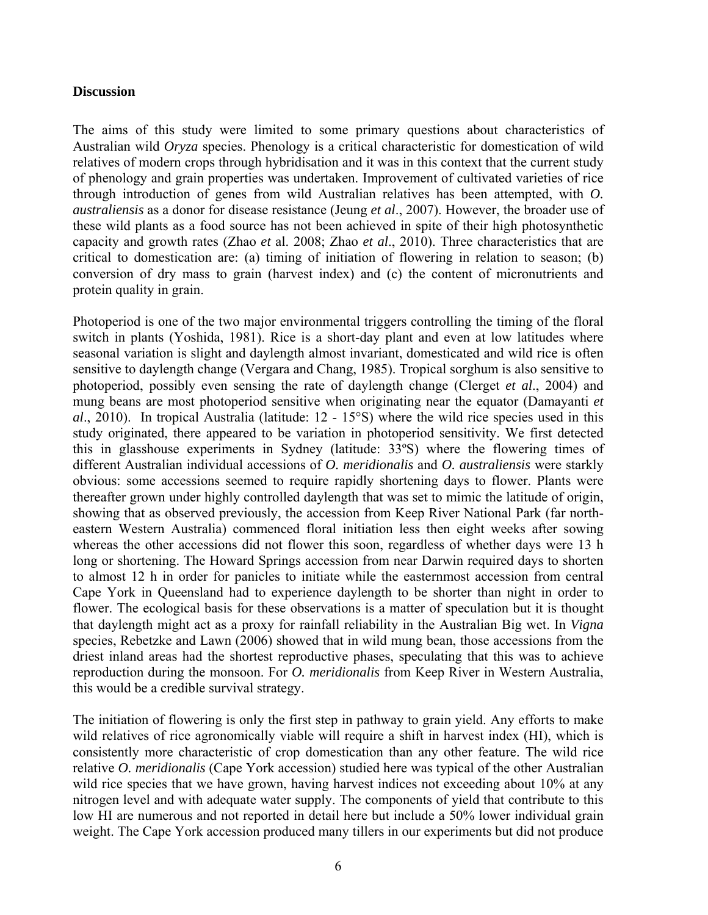## Discussion

The aims of this study were limited to some primary questions about characteristics of Australian wild *Oryza* species. Phenology is a critical characteristic for domestication of wild relatives of modern crops through hybridisation and it was in this context that the current study of phenology and grain properties was undertaken. Improvement of cultivated varieties of rice through introduction of genes from wild Australian relatives has been attempted, with *O. australiensis* as a donor for disease resistance (Jeung *et al*., 2007). However, the broader use of these wild plants as a food source has not been achieved in spite of their high photosynthetic capacity and growth rates (Zhao *et* al. 2008; Zhao *et al*., 2010). Three characteristics that are critical to domestication are: (a) timing of initiation of flowering in relation to season; (b) conversion of dry mass to grain (harvest index) and (c) the content of micronutrients and protein quality in grain.

Photoperiod is one of the two major environmental triggers controlling the timing of the floral switch in plants (Yoshida, 1981). Rice is a short-day plant and even at low latitudes where seasonal variation is slight and daylength almost invariant, domesticated and wild rice is often sensitive to daylength change (Vergara and Chang, 1985). Tropical sorghum is also sensitive to photoperiod, possibly even sensing the rate of daylength change (Clerget *et al*., 2004) and mung beans are most photoperiod sensitive when originating near the equator (Damayanti *et al*., 2010). In tropical Australia (latitude: 12 - 15°S) where the wild rice species used in this study originated, there appeared to be variation in photoperiod sensitivity. We first detected this in glasshouse experiments in Sydney (latitude: 33ºS) where the flowering times of different Australian individual accessions of *O. meridionalis* and *O. australiensis* were starkly obvious: some accessions seemed to require rapidly shortening days to flower. Plants were thereafter grown under highly controlled daylength that was set to mimic the latitude of origin, showing that as observed previously, the accession from Keep River National Park (far north-eastern Western Australia) commenced floral initiation less then eight weeks after sowing whereas the other accessions did not flower this soon, regardless of whether days were 13 h long or shortening. The Howard Springs accession from near Darwin required days to shorten to almost 12 h in order for panicles to initiate while the easternmost accession from central Cape York in Queensland had to experience daylength to be shorter than night in order to flower. The ecological basis for these observations is a matter of speculation but it is thought that daylength might act as a proxy for rainfall reliability in the Australian Big wet. In *Vigna* species, Rebetzke and Lawn (2006) showed that in wild mung bean, those accessions from the driest inland areas had the shortest reproductive phases, speculating that this was to achieve reproduction during the monsoon. For *O. meridionalis* from Keep River in Western Australia, this would be a credible survival strategy.

The initiation of flowering is only the first step in pathway to grain yield. Any efforts to make wild relatives of rice agronomically viable will require a shift in harvest index (HI), which is consistently more characteristic of crop domestication than any other feature. The wild rice relative *O. meridionalis* (Cape York accession) studied here was typical of the other Australian wild rice species that we have grown, having harvest indices not exceeding about 10% at any nitrogen level and with adequate water supply. The components of yield that contribute to this low HI are numerous and not reported in detail here but include a 50% lower individual grain weight. The Cape York accession produced many tillers in our experiments but did not produce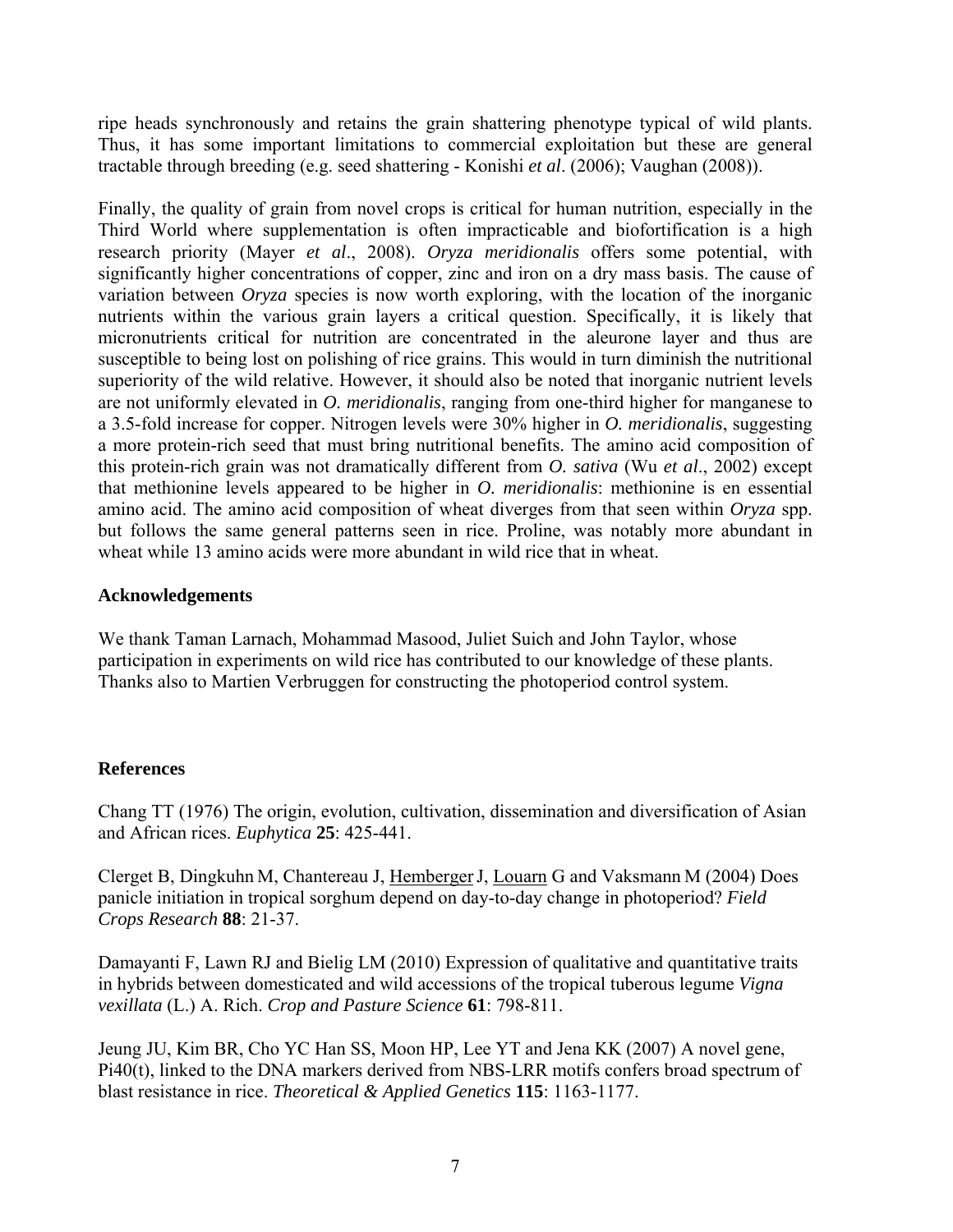ripe heads synchronously and retains the grain shattering phenotype typical of wild plants. Thus, it has some important limitations to commercial exploitation but these are general tractable through breeding (e.g. seed shattering - Konishi *et al*. (2006); Vaughan (2008)).

Finally, the quality of grain from novel crops is critical for human nutrition, especially in the Third World where supplementation is often impracticable and biofortification is a high research priority (Mayer *et al*., 2008). *Oryza meridionalis* offers some potential, with significantly higher concentrations of copper, zinc and iron on a dry mass basis. The cause of variation between *Oryza* species is now worth exploring, with the location of the inorganic nutrients within the various grain layers a critical question. Specifically, it is likely that micronutrients critical for nutrition are concentrated in the aleurone layer and thus are susceptible to being lost on polishing of rice grains. This would in turn diminish the nutritional superiority of the wild relative. However, it should also be noted that inorganic nutrient levels are not uniformly elevated in *O. meridionalis*, ranging from one-third higher for manganese to a 3.5-fold increase for copper. Nitrogen levels were 30% higher in *O. meridionalis*, suggesting a more protein-rich seed that must bring nutritional benefits. The amino acid composition of this protein-rich grain was not dramatically different from *O. sativa* (Wu *et al*., 2002) except that methionine levels appeared to be higher in *O. meridionalis*: methionine is en essential amino acid. The amino acid composition of wheat diverges from that seen within *Oryza* spp. but follows the same general patterns seen in rice. Proline, was notably more abundant in wheat while 13 amino acids were more abundant in wild rice that in wheat.

## Acknowledgements

We thank Taman Larnach, Mohammad Masood, Juliet Suich and John Taylor, whose participation in experiments on wild rice has contributed to our knowledge of these plants. Thanks also to Martien Verbruggen for constructing the photoperiod control system.

## References

Chang TT (1976) The origin, evolution, cultivation, dissemination and diversification of Asian and African rices. *Euphytica* **25**: 425-441.

Clerget B, Dingkuhn M, Chantereau J, Hemberger J, Louarn G and Vaksmann M (2004) Does panicle initiation in tropical sorghum depend on day-to-day change in photoperiod? *Field Crops Research* **88**: 21-37.

Damayanti F, Lawn RJ and Bielig LM (2010) Expression of qualitative and quantitative traits in hybrids between domesticated and wild accessions of the tropical tuberous legume *Vigna vexillata* (L.) A. Rich. *Crop and Pasture Science* **61**: 798-811.

Jeung JU, Kim BR, Cho YC Han SS, Moon HP, Lee YT and Jena KK (2007) A novel gene, Pi40(t), linked to the DNA markers derived from NBS-LRR motifs confers broad spectrum of blast resistance in rice. *Theoretical & Applied Genetics* **115**: 1163-1177.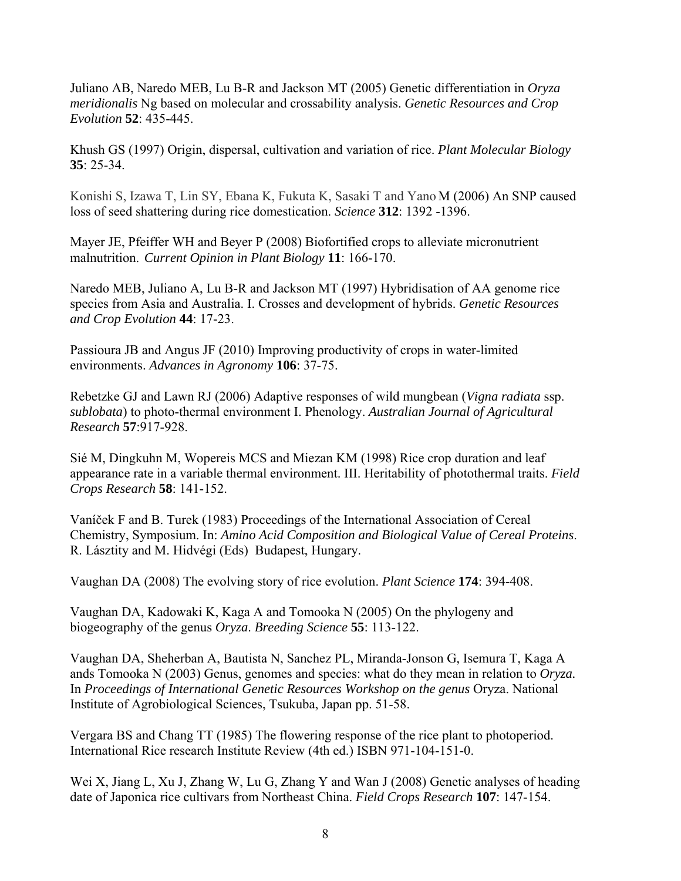Juliano AB, Naredo MEB, Lu B-R and Jackson MT (2005) Genetic differentiation in *Oryza meridionalis* Ng based on molecular and crossability analysis. *Genetic Resources and Crop Evolution* **52**: 435-445.

Khush GS (1997) Origin, dispersal, cultivation and variation of rice. *Plant Molecular Biology* **35**: 25-34.

Konishi S, Izawa T, Lin SY, Ebana K, Fukuta K, Sasaki T and Yano M (2006) An SNP caused loss of seed shattering during rice domestication. *Science* **312**: 1392 -1396.

Mayer JE, Pfeiffer WH and Beyer P (2008) Biofortified crops to alleviate micronutrient malnutrition. *Current Opinion in Plant Biology* **11**: 166-170.

Naredo MEB, Juliano A, Lu B-R and Jackson MT (1997) Hybridisation of AA genome rice species from Asia and Australia. I. Crosses and development of hybrids. *Genetic Resources and Crop Evolution* **44**: 17-23.

Passioura JB and Angus JF (2010) Improving productivity of crops in water-limited environments. *Advances in Agronomy* **106**: 37-75.

Rebetzke GJ and Lawn RJ (2006) Adaptive responses of wild mungbean (*Vigna radiata* ssp. *sublobata*) to photo-thermal environment I. Phenology. *Australian Journal of Agricultural Research* **57**:917-928.

Sié M, Dingkuhn M, Wopereis MCS and Miezan KM (1998) Rice crop duration and leaf appearance rate in a variable thermal environment. III. Heritability of photothermal traits. *Field Crops Research* **58**: 141-152.

Vaníček F and B. Turek (1983) Proceedings of the International Association of Cereal Chemistry, Symposium. In: *Amino Acid Composition and Biological Value of Cereal Proteins*. R. Lásztity and M. Hidvégi (Eds) Budapest, Hungary.

Vaughan DA (2008) The evolving story of rice evolution. *Plant Science* **174**: 394-408.

Vaughan DA, Kadowaki K, Kaga A and Tomooka N (2005) On the phylogeny and biogeography of the genus *Oryza*. *Breeding Science* **55**: 113-122.

Vaughan DA, Sheherban A, Bautista N, Sanchez PL, Miranda-Jonson G, Isemura T, Kaga A ands Tomooka N (2003) Genus, genomes and species: what do they mean in relation to *Oryza.* In *Proceedings of International Genetic Resources Workshop on the genus* Oryza. National Institute of Agrobiological Sciences, Tsukuba, Japan pp. 51-58.

Vergara BS and Chang TT (1985) The flowering response of the rice plant to photoperiod. International Rice research Institute Review (4th ed.) ISBN 971-104-151-0.

Wei X, Jiang L, Xu J, Zhang W, Lu G, Zhang Y and Wan J (2008) Genetic analyses of heading date of Japonica rice cultivars from Northeast China. *Field Crops Research* **107**: 147-154.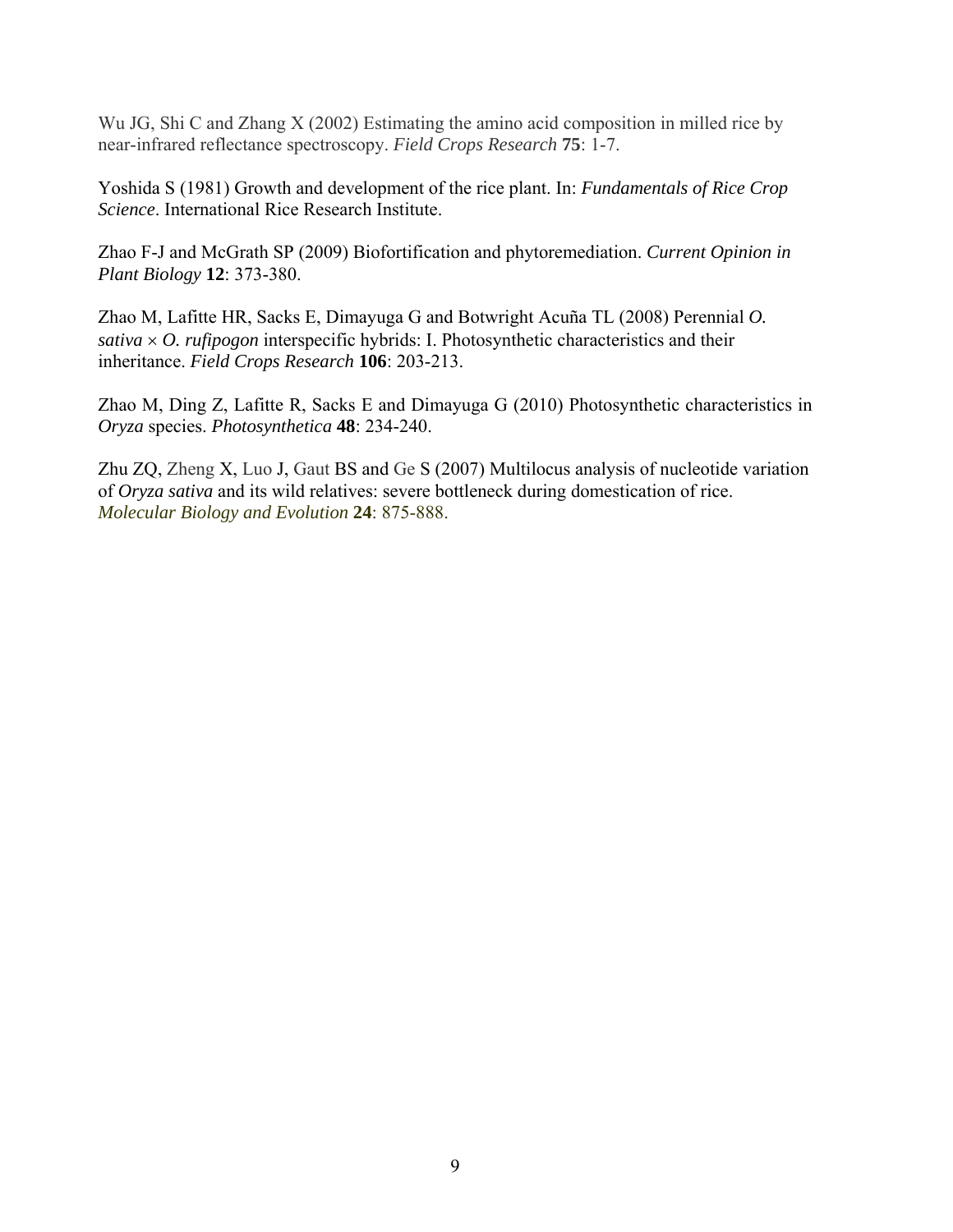Wu JG, Shi C and Zhang X (2002) Estimating the amino acid composition in milled rice by near-infrared reflectance spectroscopy. *Field Crops Research* **75**: 1-7.

Yoshida S (1981) Growth and development of the rice plant. In: *Fundamentals of Rice Crop Science*. International Rice Research Institute.

Zhao F-J and McGrath SP (2009) Biofortification and phytoremediation. *Current Opinion in Plant Biology* **12**: 373-380.

Zhao M, Lafitte HR, Sacks E, Dimayuga G and Botwright Acuña TL (2008) Perennial *O. sativa* × *O. rufipogon* interspecific hybrids: I. Photosynthetic characteristics and their inheritance. *Field Crops Research* **106**: 203-213.

Zhao M, Ding Z, Lafitte R, Sacks E and Dimayuga G (2010) Photosynthetic characteristics in *Oryza* species. *Photosynthetica* **48**: 234-240.

Zhu ZQ, Zheng X, Luo J, Gaut BS and Ge S (2007) Multilocus analysis of nucleotide variation of *Oryza sativa* and its wild relatives: severe bottleneck during domestication of rice. *Molecular Biology and Evolution* **24**: 875-888.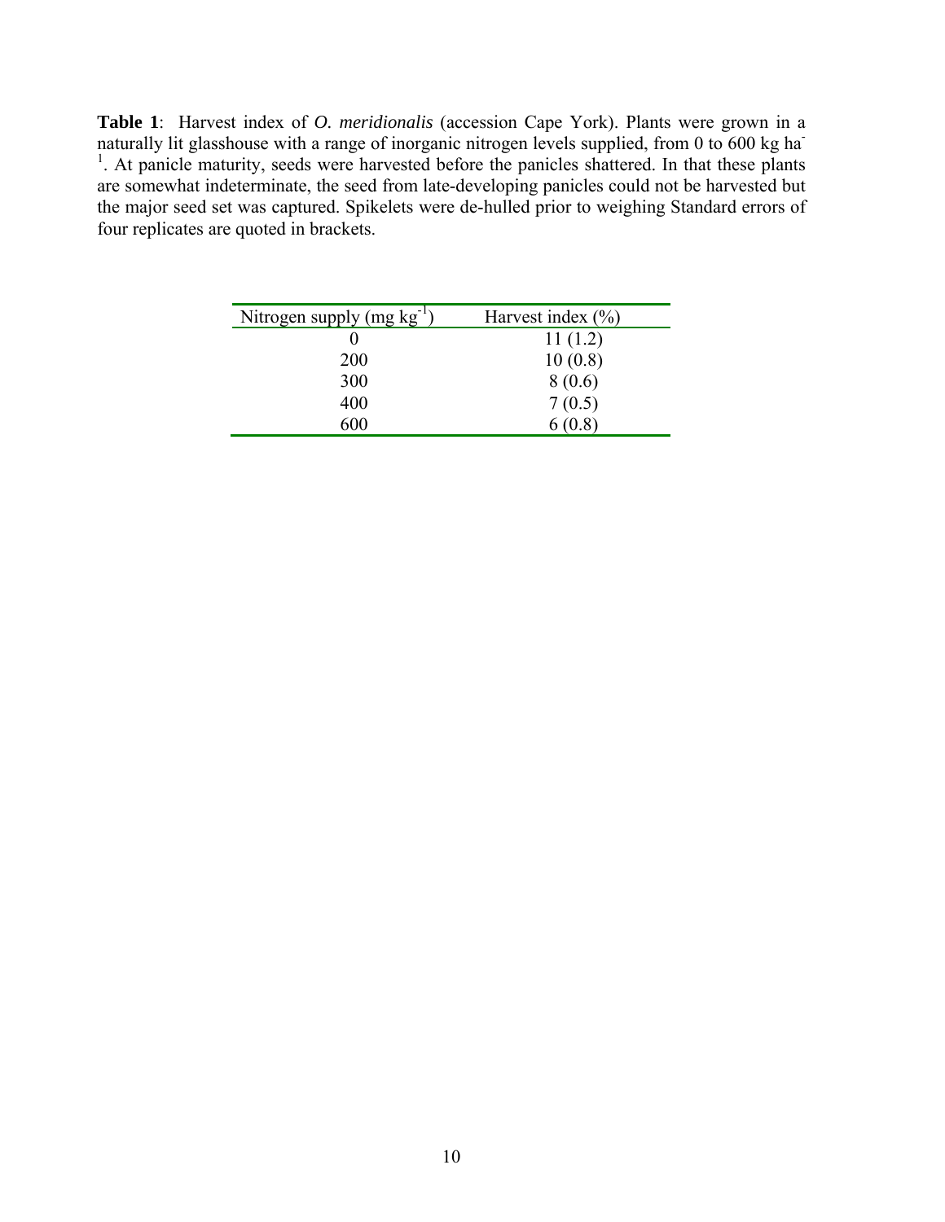**Table 1**: Harvest index of *O. meridionalis* (accession Cape York). Plants were grown in a naturally lit glasshouse with a range of inorganic nitrogen levels supplied, from 0 to 600 kg ha$^{-1}$. At panicle maturity, seeds were harvested before the panicles shattered. In that these plants are somewhat indeterminate, the seed from late-developing panicles could not be harvested but the major seed set was captured. Spikelets were de-hulled prior to weighing Standard errors of four replicates are quoted in brackets.

| Nitrogen supply (mg kg$^{-1}$) | Harvest index (%) |
|---|---|
| 0 | 11 (1.2) |
| 200 | 10 (0.8) |
| 300 | 8 (0.6) |
| 400 | 7 (0.5) |
| 600 | 6 (0.8) |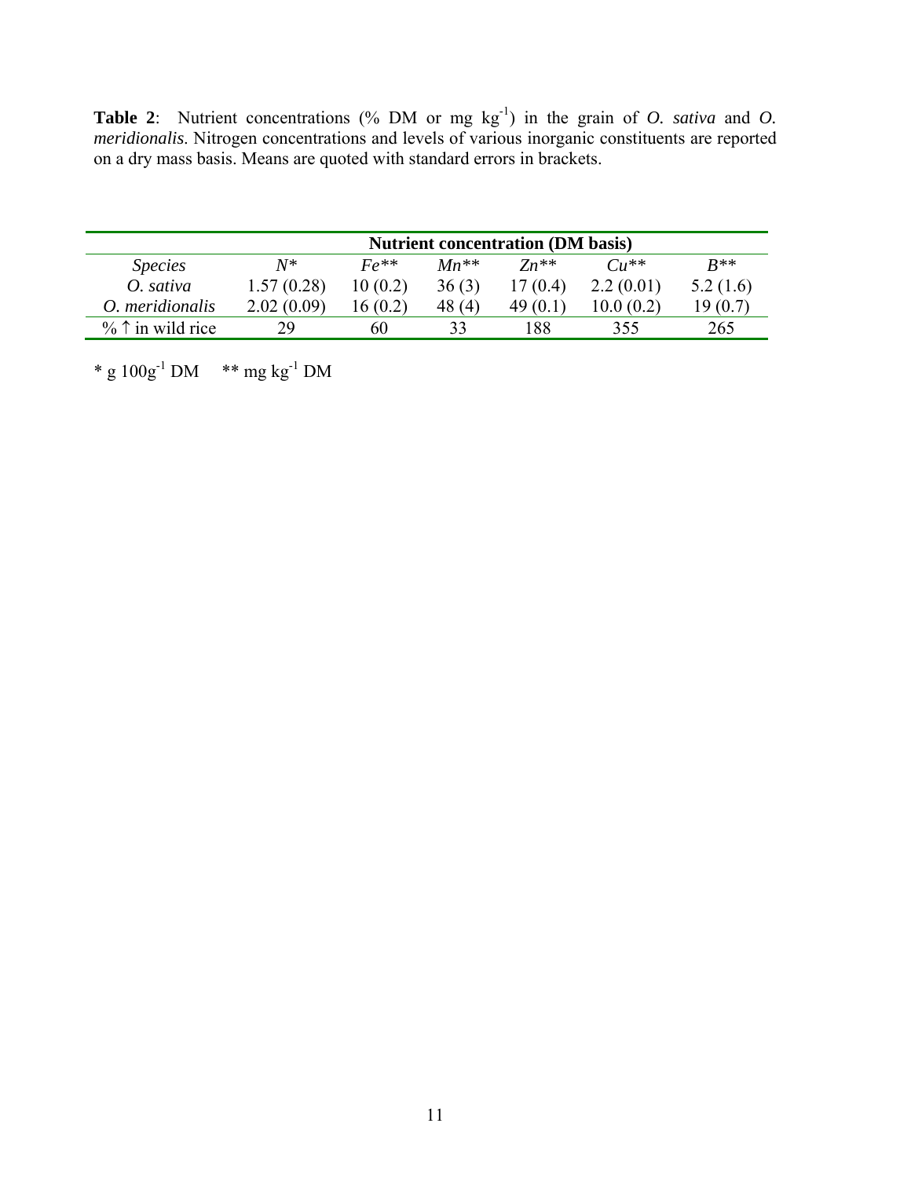**Table 2**: Nutrient concentrations (% DM or mg $kg^{-1}$) in the grain of *O. sativa* and *O. meridionalis*. Nitrogen concentrations and levels of various inorganic constituents are reported on a dry mass basis. Means are quoted with standard errors in brackets.

| | **Nutrient concentration (DM basis)** | | | | | |
|---|---|---|---|---|---|---|
| *Species* | *N** | *Fe*** | *Mn*** | *Zn*** | *Cu*** | *B*** |
| *O. sativa* | 1.57 (0.28) | 10 (0.2) | 36 (3) | 17 (0.4) | 2.2 (0.01) | 5.2 (1.6) |
| *O. meridionalis* | 2.02 (0.09) | 16 (0.2) | 48 (4) | 49 (0.1) | 10.0 (0.2) | 19 (0.7) |
| % ↑ in wild rice | 29 | 60 | 33 | 188 | 355 | 265 |

* g $100g^{-1}$ DM    ** mg $kg^{-1}$ DM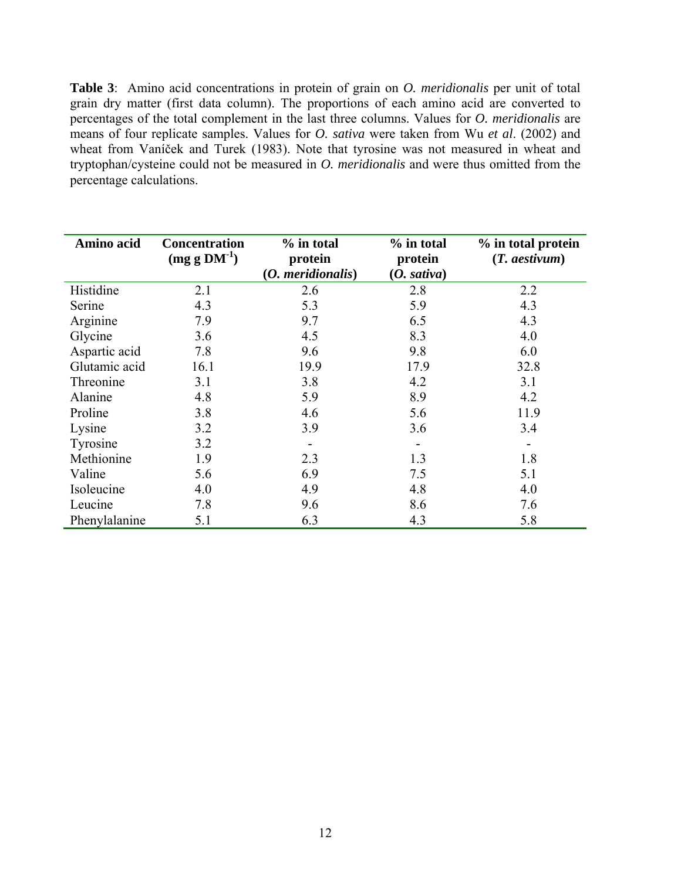**Table 3**: Amino acid concentrations in protein of grain on *O. meridionalis* per unit of total grain dry matter (first data column). The proportions of each amino acid are converted to percentages of the total complement in the last three columns. Values for *O. meridionalis* are means of four replicate samples. Values for *O. sativa* were taken from Wu *et al*. (2002) and wheat from Vaníček and Turek (1983). Note that tyrosine was not measured in wheat and tryptophan/cysteine could not be measured in *O. meridionalis* and were thus omitted from the percentage calculations.

| Amino acid | Concentration (mg g $DM^{-1}$) | % in total protein (*O. meridionalis*) | % in total protein (*O. sativa*) | % in total protein (*T. aestivum*) |
|---|---|---|---|---|
| Histidine | 2.1 | 2.6 | 2.8 | 2.2 |
| Serine | 4.3 | 5.3 | 5.9 | 4.3 |
| Arginine | 7.9 | 9.7 | 6.5 | 4.3 |
| Glycine | 3.6 | 4.5 | 8.3 | 4.0 |
| Aspartic acid | 7.8 | 9.6 | 9.8 | 6.0 |
| Glutamic acid | 16.1 | 19.9 | 17.9 | 32.8 |
| Threonine | 3.1 | 3.8 | 4.2 | 3.1 |
| Alanine | 4.8 | 5.9 | 8.9 | 4.2 |
| Proline | 3.8 | 4.6 | 5.6 | 11.9 |
| Lysine | 3.2 | 3.9 | 3.6 | 3.4 |
| Tyrosine | 3.2 | - | - | - |
| Methionine | 1.9 | 2.3 | 1.3 | 1.8 |
| Valine | 5.6 | 6.9 | 7.5 | 5.1 |
| Isoleucine | 4.0 | 4.9 | 4.8 | 4.0 |
| Leucine | 7.8 | 9.6 | 8.6 | 7.6 |
| Phenylalanine | 5.1 | 6.3 | 4.3 | 5.8 |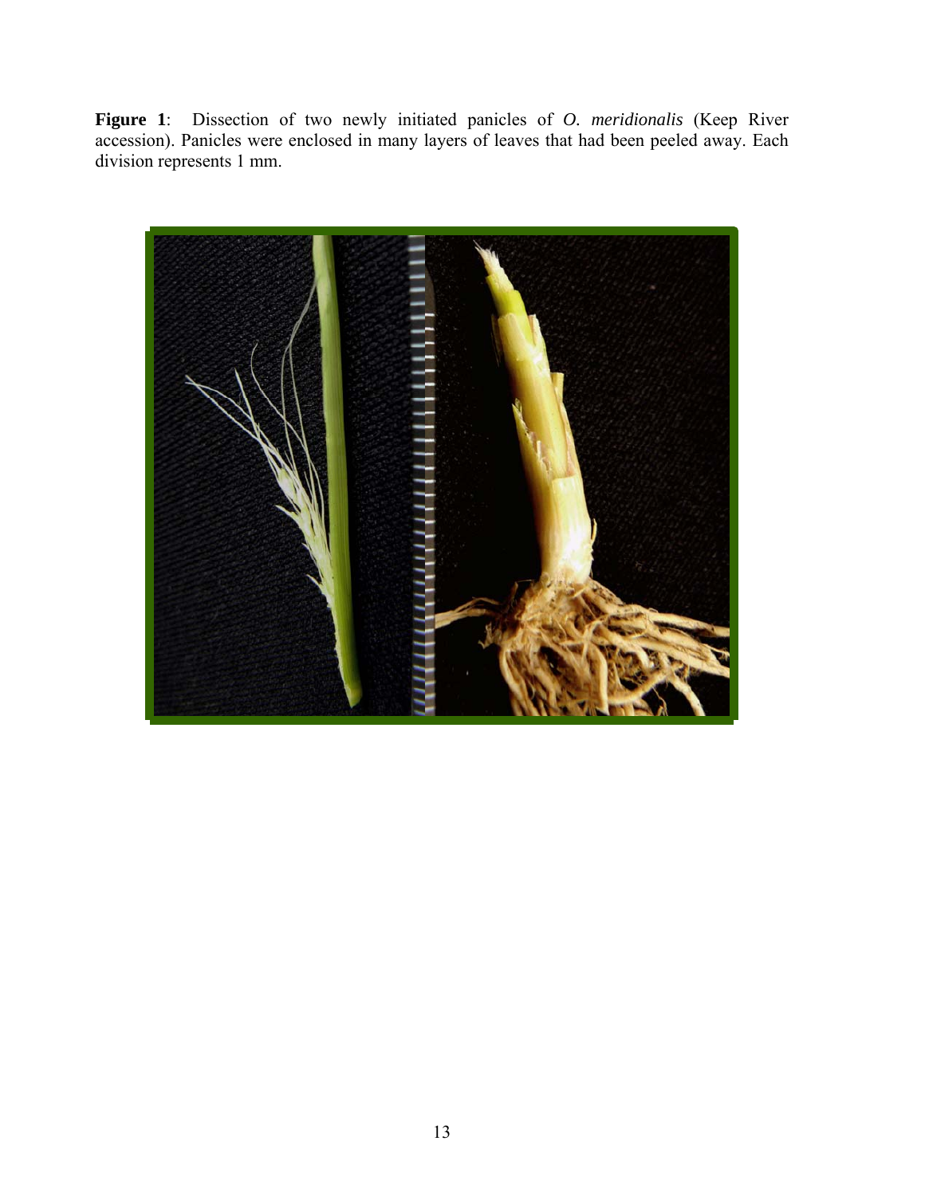**Figure 1**: Dissection of two newly initiated panicles of *O. meridionalis* (Keep River accession). Panicles were enclosed in many layers of leaves that had been peeled away. Each division represents 1 mm.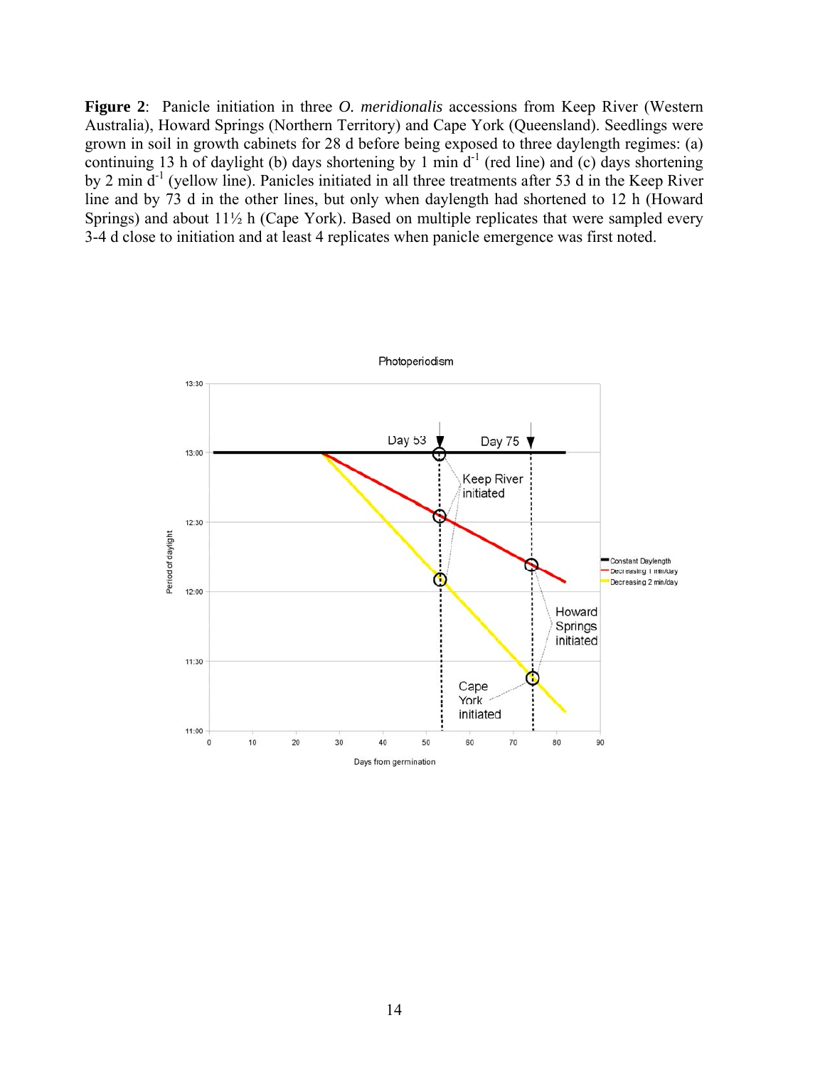**Figure 2**: Panicle initiation in three *O. meridionalis* accessions from Keep River (Western Australia), Howard Springs (Northern Territory) and Cape York (Queensland). Seedlings were grown in soil in growth cabinets for 28 d before being exposed to three daylength regimes: (a) continuing 13 h of daylight (b) days shortening by 1 min $d^{-1}$ (red line) and (c) days shortening by 2 min $d^{-1}$ (yellow line). Panicles initiated in all three treatments after 53 d in the Keep River line and by 73 d in the other lines, but only when daylength had shortened to 12 h (Howard Springs) and about 11½ h (Cape York). Based on multiple replicates that were sampled every 3-4 d close to initiation and at least 4 replicates when panicle emergence was first noted.

Photoperiodism

Period of daylight

13:30
13:00
12:30
12:00
11:30
11:00

Days from germination

0 10 20 30 40 50 60 70 80 90

Day 53
Day 75
Keep River initiated
Howard Springs initiated
Cape York initiated

Constant Daylength
Decreasing 1 min/day
Decreasing 2 min/day